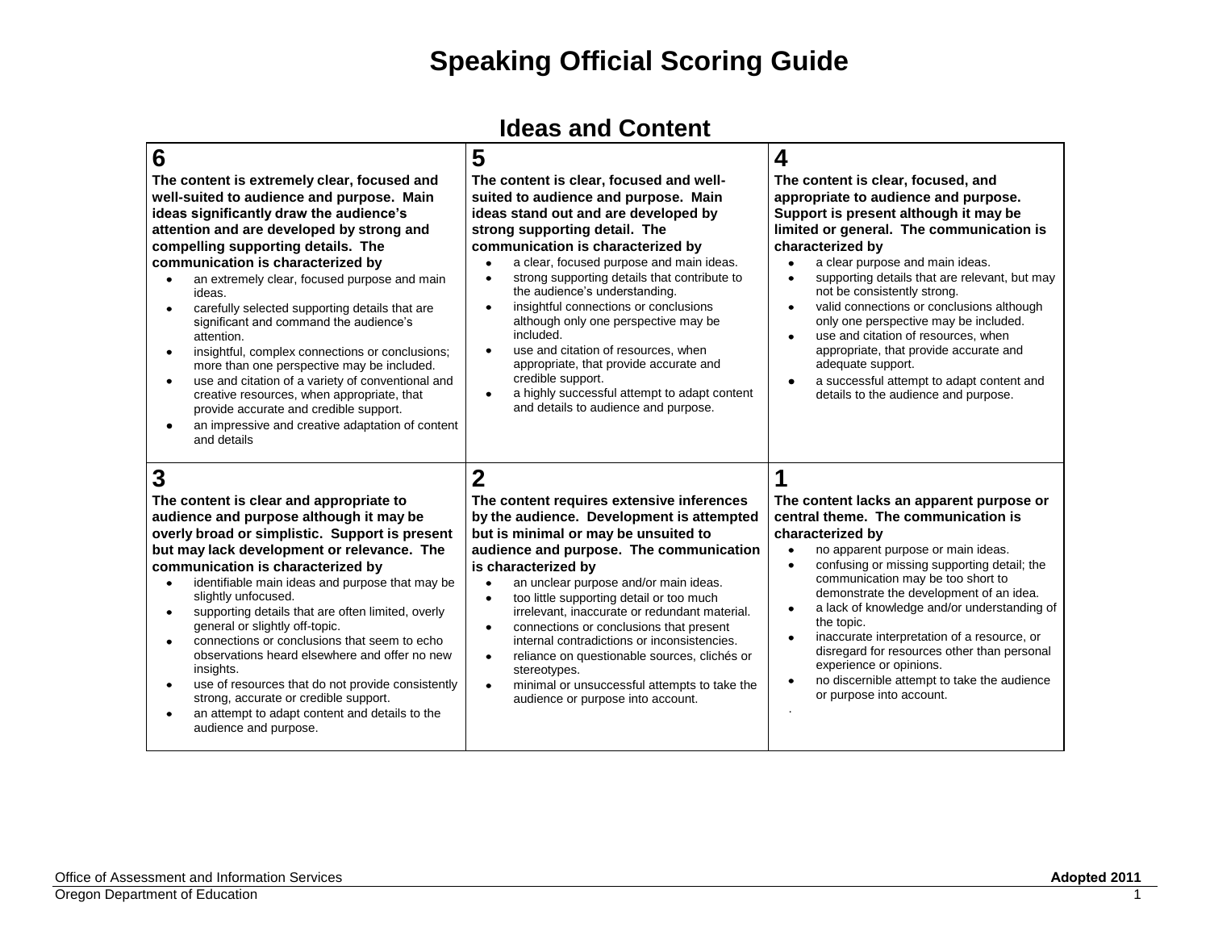# Speaking Official Scoring Guide

## Ideas and Content

| 6 | 5 | 4 |
|---|---|---|
| **The content is extremely clear, focused and well-suited to audience and purpose. Main ideas significantly draw the audience's attention and are developed by strong and compelling supporting details. The communication is characterized by**<br>• an extremely clear, focused purpose and main ideas.<br>• carefully selected supporting details that are significant and command the audience's attention.<br>• insightful, complex connections or conclusions; more than one perspective may be included.<br>• use and citation of a variety of conventional and creative resources, when appropriate, that provide accurate and credible support.<br>• an impressive and creative adaptation of content and details | **The content is clear, focused and well-suited to audience and purpose. Main ideas stand out and are developed by strong supporting detail. The communication is characterized by**<br>• a clear, focused purpose and main ideas.<br>• strong supporting details that contribute to the audience's understanding.<br>• insightful connections or conclusions although only one perspective may be included.<br>• use and citation of resources, when appropriate, that provide accurate and credible support.<br>• a highly successful attempt to adapt content and details to audience and purpose. | **The content is clear, focused, and appropriate to audience and purpose. Support is present although it may be limited or general. The communication is characterized by**<br>• a clear purpose and main ideas.<br>• supporting details that are relevant, but may not be consistently strong.<br>• valid connections or conclusions although only one perspective may be included.<br>• use and citation of resources, when appropriate, that provide accurate and adequate support.<br>• a successful attempt to adapt content and details to the audience and purpose. |
| **3** | **2** | **1** |
| **The content is clear and appropriate to audience and purpose although it may be overly broad or simplistic. Support is present but may lack development or relevance. The communication is characterized by**<br>• identifiable main ideas and purpose that may be slightly unfocused.<br>• supporting details that are often limited, overly general or slightly off-topic.<br>• connections or conclusions that seem to echo observations heard elsewhere and offer no new insights.<br>• use of resources that do not provide consistently strong, accurate or credible support.<br>• an attempt to adapt content and details to the audience and purpose. | **The content requires extensive inferences by the audience. Development is attempted but is minimal or may be unsuited to audience and purpose. The communication is characterized by**<br>• an unclear purpose and/or main ideas.<br>• too little supporting detail or too much irrelevant, inaccurate or redundant material.<br>• connections or conclusions that present internal contradictions or inconsistencies.<br>• reliance on questionable sources, clichés or stereotypes.<br>• minimal or unsuccessful attempts to take the audience or purpose into account. | **The content lacks an apparent purpose or central theme. The communication is characterized by**<br>• no apparent purpose or main ideas.<br>• confusing or missing supporting detail; the communication may be too short to demonstrate the development of an idea.<br>• a lack of knowledge and/or understanding of the topic.<br>• inaccurate interpretation of a resource, or disregard for resources other than personal experience or opinions.<br>• no discernible attempt to take the audience or purpose into account. |

Office of Assessment and Information Services — Adopted 2011
Oregon Department of Education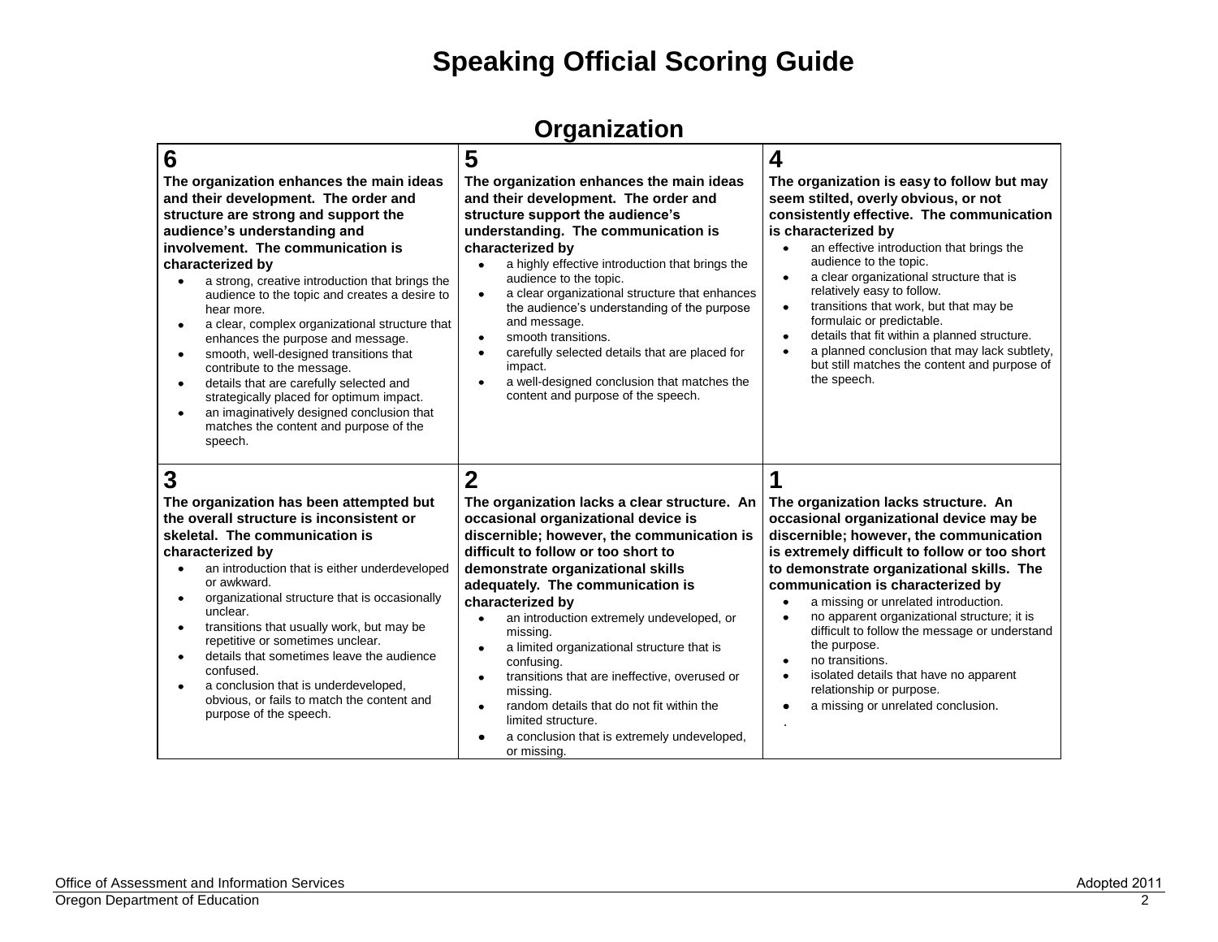# Speaking Official Scoring Guide

## Organization

| 6 | 5 | 4 |
|---|---|---|
| **The organization enhances the main ideas and their development. The order and structure are strong and support the audience's understanding and involvement. The communication is characterized by**<br>• a strong, creative introduction that brings the audience to the topic and creates a desire to hear more.<br>• a clear, complex organizational structure that enhances the purpose and message.<br>• smooth, well-designed transitions that contribute to the message.<br>• details that are carefully selected and strategically placed for optimum impact.<br>• an imaginatively designed conclusion that matches the content and purpose of the speech. | **The organization enhances the main ideas and their development. The order and structure support the audience's understanding. The communication is characterized by**<br>• a highly effective introduction that brings the audience to the topic.<br>• a clear organizational structure that enhances the audience's understanding of the purpose and message.<br>• smooth transitions.<br>• carefully selected details that are placed for impact.<br>• a well-designed conclusion that matches the content and purpose of the speech. | **The organization is easy to follow but may seem stilted, overly obvious, or not consistently effective. The communication is characterized by**<br>• an effective introduction that brings the audience to the topic.<br>• a clear organizational structure that is relatively easy to follow.<br>• transitions that work, but that may be formulaic or predictable.<br>• details that fit within a planned structure.<br>• a planned conclusion that may lack subtlety, but still matches the content and purpose of the speech. |
| **3** | **2** | **1** |
| **The organization has been attempted but the overall structure is inconsistent or skeletal. The communication is characterized by**<br>• an introduction that is either underdeveloped or awkward.<br>• organizational structure that is occasionally unclear.<br>• transitions that usually work, but may be repetitive or sometimes unclear.<br>• details that sometimes leave the audience confused.<br>• a conclusion that is underdeveloped, obvious, or fails to match the content and purpose of the speech. | **The organization lacks a clear structure. An occasional organizational device is discernible; however, the communication is difficult to follow or too short to demonstrate organizational skills adequately. The communication is characterized by**<br>• an introduction extremely undeveloped, or missing.<br>• a limited organizational structure that is confusing.<br>• transitions that are ineffective, overused or missing.<br>• random details that do not fit within the limited structure.<br>• a conclusion that is extremely undeveloped, or missing. | **The organization lacks structure. An occasional organizational device may be discernible; however, the communication is extremely difficult to follow or too short to demonstrate organizational skills. The communication is characterized by**<br>• a missing or unrelated introduction.<br>• no apparent organizational structure; it is difficult to follow the message or understand the purpose.<br>• no transitions.<br>• isolated details that have no apparent relationship or purpose.<br>• a missing or unrelated conclusion. |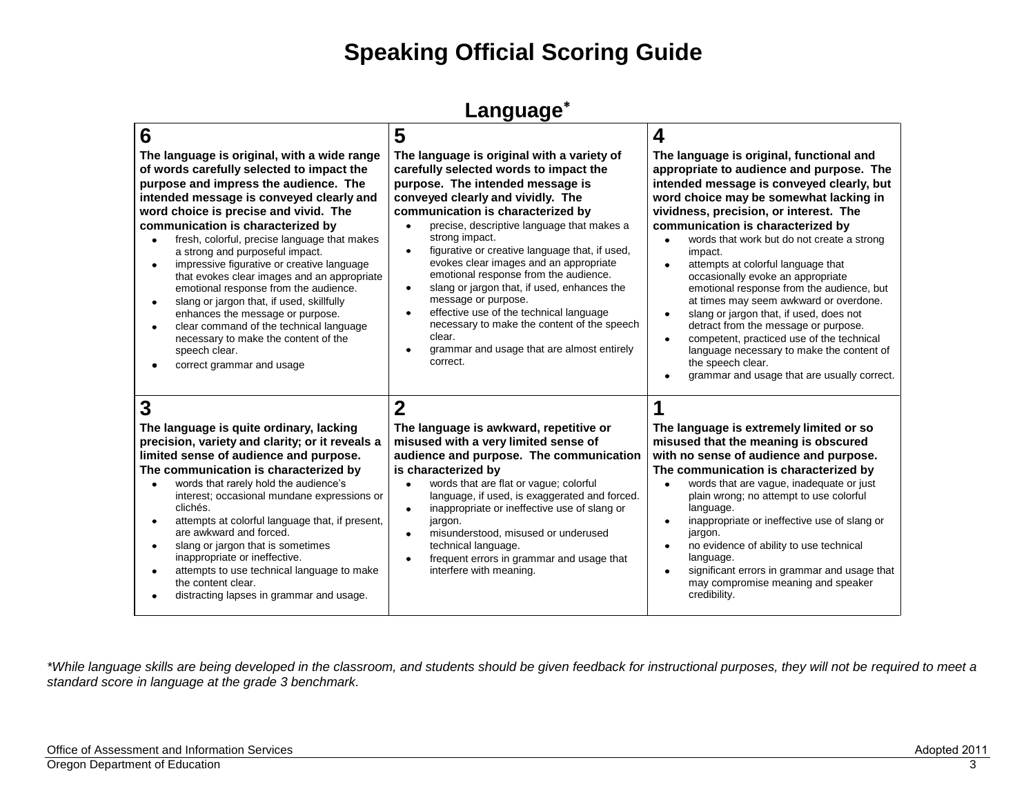# Speaking Official Scoring Guide

## Language*

| 6 | 5 | 4 |
|---|---|---|
| **The language is original, with a wide range of words carefully selected to impact the purpose and impress the audience. The intended message is conveyed clearly and word choice is precise and vivid. The communication is characterized by**<br>• fresh, colorful, precise language that makes a strong and purposeful impact.<br>• impressive figurative or creative language that evokes clear images and an appropriate emotional response from the audience.<br>• slang or jargon that, if used, skillfully enhances the message or purpose.<br>• clear command of the technical language necessary to make the content of the speech clear.<br>• correct grammar and usage | **The language is original with a variety of carefully selected words to impact the purpose. The intended message is conveyed clearly and vividly. The communication is characterized by**<br>• precise, descriptive language that makes a strong impact.<br>• figurative or creative language that, if used, evokes clear images and an appropriate emotional response from the audience.<br>• slang or jargon that, if used, enhances the message or purpose.<br>• effective use of the technical language necessary to make the content of the speech clear.<br>• grammar and usage that are almost entirely correct. | **The language is original, functional and appropriate to audience and purpose. The intended message is conveyed clearly, but word choice may be somewhat lacking in vividness, precision, or interest. The communication is characterized by**<br>• words that work but do not create a strong impact.<br>• attempts at colorful language that occasionally evoke an appropriate emotional response from the audience, but at times may seem awkward or overdone.<br>• slang or jargon that, if used, does not detract from the message or purpose.<br>• competent, practiced use of the technical language necessary to make the content of the speech clear.<br>• grammar and usage that are usually correct. |
| **3** | **2** | **1** |
| **The language is quite ordinary, lacking precision, variety and clarity; or it reveals a limited sense of audience and purpose. The communication is characterized by**<br>• words that rarely hold the audience's interest; occasional mundane expressions or clichés.<br>• attempts at colorful language that, if present, are awkward and forced.<br>• slang or jargon that is sometimes inappropriate or ineffective.<br>• attempts to use technical language to make the content clear.<br>• distracting lapses in grammar and usage. | **The language is awkward, repetitive or misused with a very limited sense of audience and purpose. The communication is characterized by**<br>• words that are flat or vague; colorful language, if used, is exaggerated and forced.<br>• inappropriate or ineffective use of slang or jargon.<br>• misunderstood, misused or underused technical language.<br>• frequent errors in grammar and usage that interfere with meaning. | **The language is extremely limited or so misused that the meaning is obscured with no sense of audience and purpose. The communication is characterized by**<br>• words that are vague, inadequate or just plain wrong; no attempt to use colorful language.<br>• inappropriate or ineffective use of slang or jargon.<br>• no evidence of ability to use technical language.<br>• significant errors in grammar and usage that may compromise meaning and speaker credibility. |

*\*While language skills are being developed in the classroom, and students should be given feedback for instructional purposes, they will not be required to meet a standard score in language at the grade 3 benchmark.*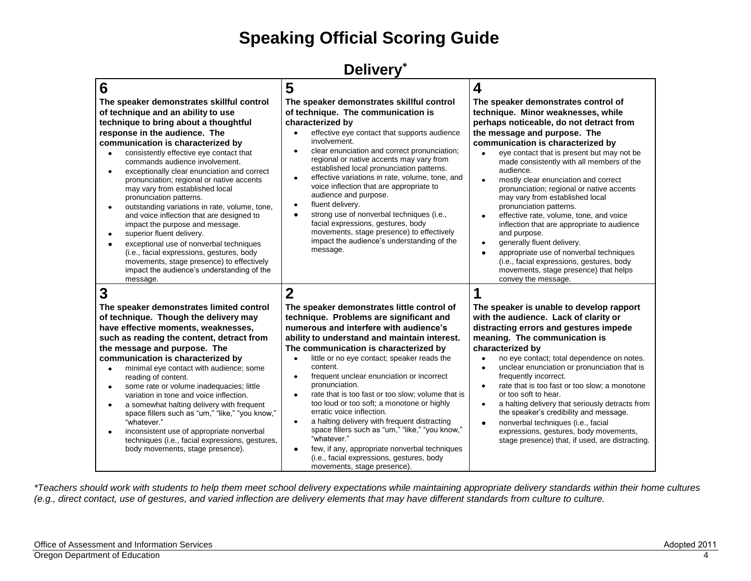# Speaking Official Scoring Guide

## Delivery*

| | | |
|---|---|---|
| **6**<br>**The speaker demonstrates skillful control of technique and an ability to use technique to bring about a thoughtful response in the audience. The communication is characterized by**<br>• consistently effective eye contact that commands audience involvement.<br>• exceptionally clear enunciation and correct pronunciation; regional or native accents may vary from established local pronunciation patterns.<br>• outstanding variations in rate, volume, tone, and voice inflection that are designed to impact the purpose and message.<br>• superior fluent delivery.<br>• exceptional use of nonverbal techniques (i.e., facial expressions, gestures, body movements, stage presence) to effectively impact the audience's understanding of the message. | **5**<br>**The speaker demonstrates skillful control of technique. The communication is characterized by**<br>• effective eye contact that supports audience involvement.<br>• clear enunciation and correct pronunciation; regional or native accents may vary from established local pronunciation patterns.<br>• effective variations in rate, volume, tone, and voice inflection that are appropriate to audience and purpose.<br>• fluent delivery.<br>• strong use of nonverbal techniques (i.e., facial expressions, gestures, body movements, stage presence) to effectively impact the audience's understanding of the message. | **4**<br>**The speaker demonstrates control of technique. Minor weaknesses, while perhaps noticeable, do not detract from the message and purpose. The communication is characterized by**<br>• eye contact that is present but may not be made consistently with all members of the audience.<br>• mostly clear enunciation and correct pronunciation; regional or native accents may vary from established local pronunciation patterns.<br>• effective rate, volume, tone, and voice inflection that are appropriate to audience and purpose.<br>• generally fluent delivery.<br>• appropriate use of nonverbal techniques (i.e., facial expressions, gestures, body movements, stage presence) that helps convey the message. |
| **3**<br>**The speaker demonstrates limited control of technique. Though the delivery may have effective moments, weaknesses, such as reading the content, detract from the message and purpose. The communication is characterized by**<br>• minimal eye contact with audience; some reading of content.<br>• some rate or volume inadequacies; little variation in tone and voice inflection.<br>• a somewhat halting delivery with frequent space fillers such as "um," "like," "you know," "whatever."<br>• inconsistent use of appropriate nonverbal techniques (i.e., facial expressions, gestures, body movements, stage presence). | **2**<br>**The speaker demonstrates little control of technique. Problems are significant and numerous and interfere with audience's ability to understand and maintain interest. The communication is characterized by**<br>• little or no eye contact; speaker reads the content.<br>• frequent unclear enunciation or incorrect pronunciation.<br>• rate that is too fast or too slow; volume that is too loud or too soft; a monotone or highly erratic voice inflection.<br>• a halting delivery with frequent distracting space fillers such as "um," "like," "you know," "whatever."<br>• few, if any, appropriate nonverbal techniques (i.e., facial expressions, gestures, body movements, stage presence). | **1**<br>**The speaker is unable to develop rapport with the audience. Lack of clarity or distracting errors and gestures impede meaning. The communication is characterized by**<br>• no eye contact; total dependence on notes.<br>• unclear enunciation or pronunciation that is frequently incorrect.<br>• rate that is too fast or too slow; a monotone or too soft to hear.<br>• a halting delivery that seriously detracts from the speaker's credibility and message.<br>• nonverbal techniques (i.e., facial expressions, gestures, body movements, stage presence) that, if used, are distracting. |

*\*Teachers should work with students to help them meet school delivery expectations while maintaining appropriate delivery standards within their home cultures (e.g., direct contact, use of gestures, and varied inflection are delivery elements that may have different standards from culture to culture.*

Office of Assessment and Information Services
Oregon Department of Education

Adopted 2011